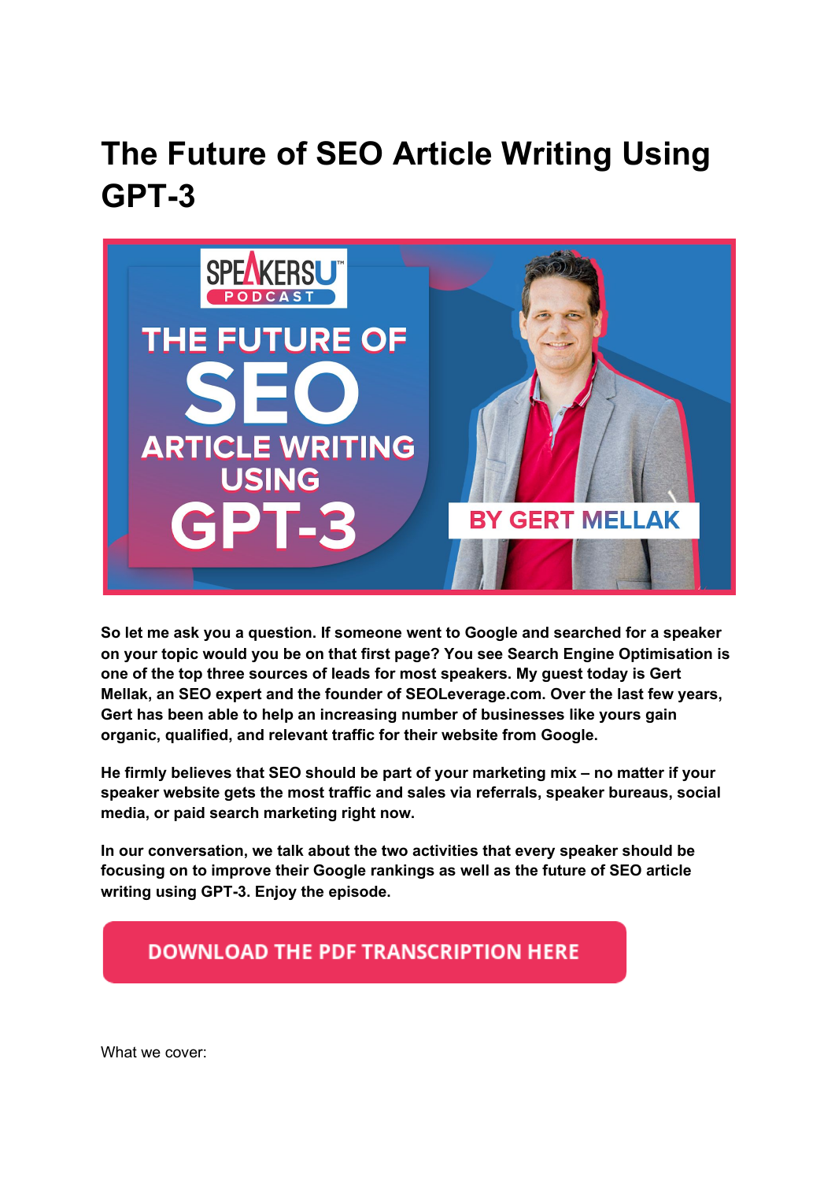# The Future of SEO Article Writing Using GPT-3

**So let me ask you a question. If someone went to Google and searched for a speaker on your topic would you be on that first page? You see Search Engine Optimisation is one of the top three sources of leads for most speakers. My guest today is Gert Mellak, an SEO expert and the founder of SEOLeverage.com. Over the last few years, Gert has been able to help an increasing number of businesses like yours gain organic, qualified, and relevant traffic for their website from Google.**

**He firmly believes that SEO should be part of your marketing mix – no matter if your speaker website gets the most traffic and sales via referrals, speaker bureaus, social media, or paid search marketing right now.**

**In our conversation, we talk about the two activities that every speaker should be focusing on to improve their Google rankings as well as the future of SEO article writing using GPT-3. Enjoy the episode.**

DOWNLOAD THE PDF TRANSCRIPTION HERE

What we cover: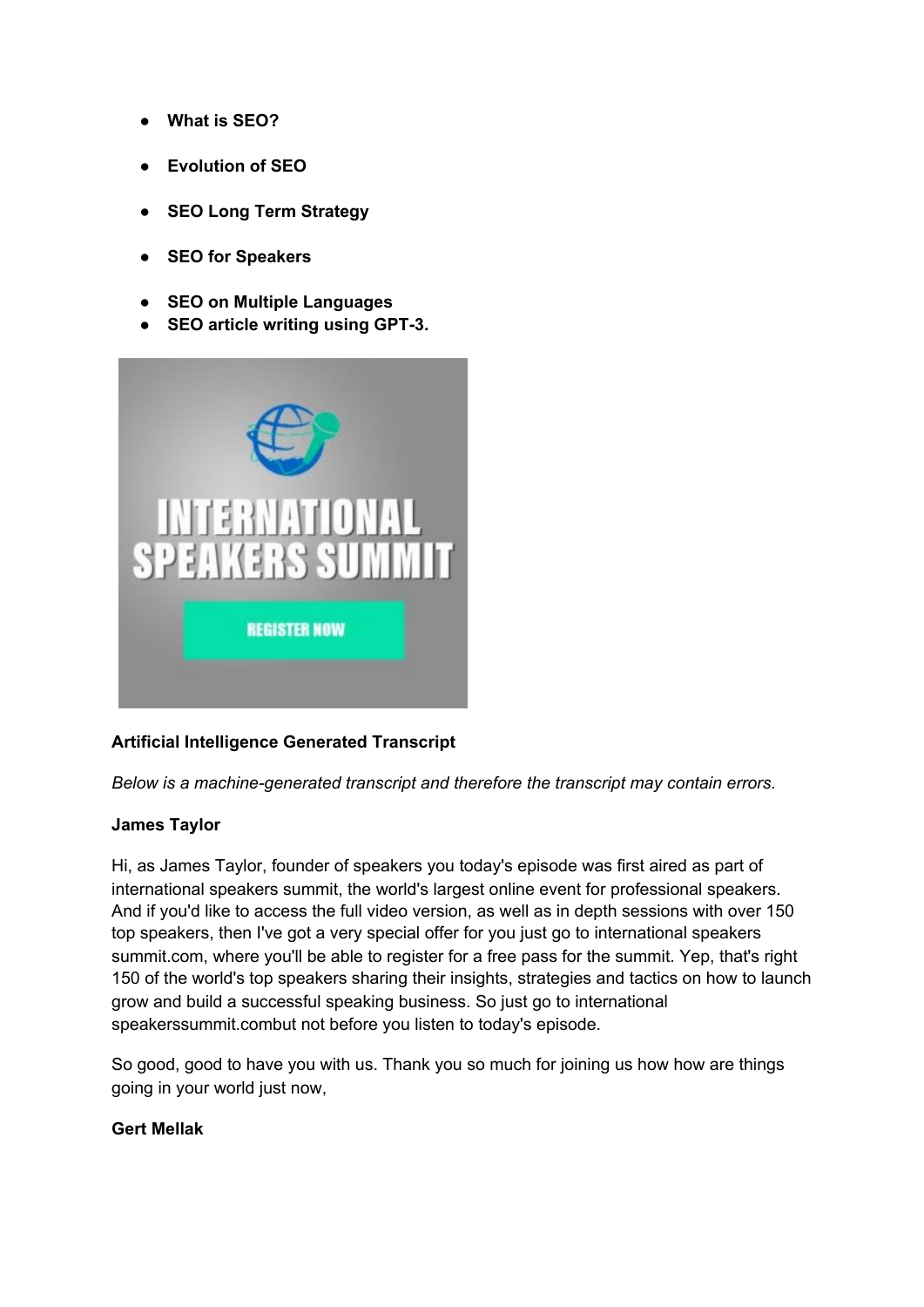- **What is SEO?**
- **Evolution of SEO**
- **SEO Long Term Strategy**
- **SEO for Speakers**
- **SEO on Multiple Languages**
- **SEO article writing using GPT-3.**

**Artificial Intelligence Generated Transcript**

*Below is a machine-generated transcript and therefore the transcript may contain errors.*

**James Taylor**

Hi, as James Taylor, founder of speakers you today's episode was first aired as part of international speakers summit, the world's largest online event for professional speakers. And if you'd like to access the full video version, as well as in depth sessions with over 150 top speakers, then I've got a very special offer for you just go to international speakers summit.com, where you'll be able to register for a free pass for the summit. Yep, that's right 150 of the world's top speakers sharing their insights, strategies and tactics on how to launch grow and build a successful speaking business. So just go to international speakerssummit.combut not before you listen to today's episode.

So good, good to have you with us. Thank you so much for joining us how how are things going in your world just now,

**Gert Mellak**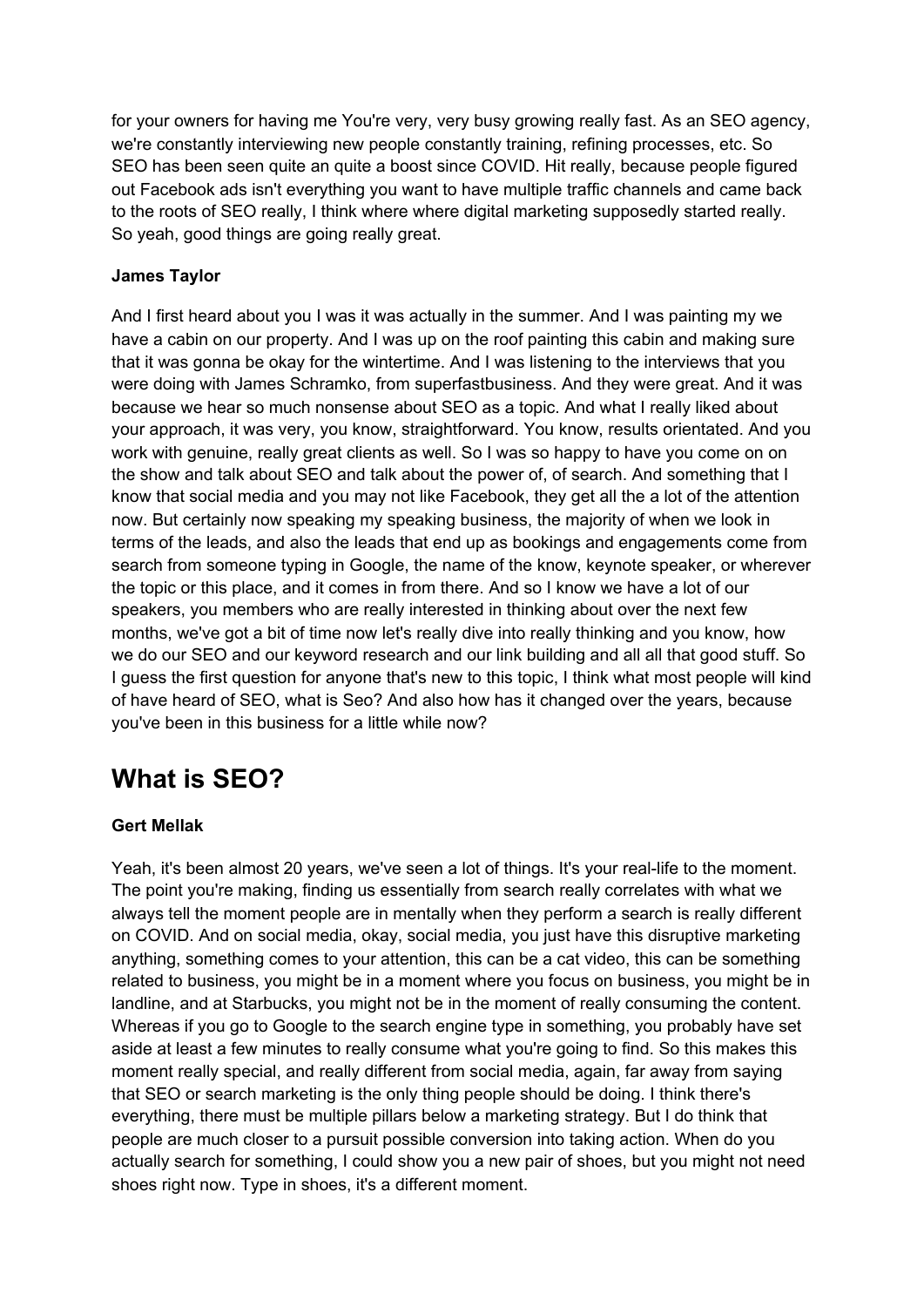for your owners for having me You're very, very busy growing really fast. As an SEO agency, we're constantly interviewing new people constantly training, refining processes, etc. So SEO has been seen quite an quite a boost since COVID. Hit really, because people figured out Facebook ads isn't everything you want to have multiple traffic channels and came back to the roots of SEO really, I think where where digital marketing supposedly started really. So yeah, good things are going really great.

**James Taylor**

And I first heard about you I was it was actually in the summer. And I was painting my we have a cabin on our property. And I was up on the roof painting this cabin and making sure that it was gonna be okay for the wintertime. And I was listening to the interviews that you were doing with James Schramko, from superfastbusiness. And they were great. And it was because we hear so much nonsense about SEO as a topic. And what I really liked about your approach, it was very, you know, straightforward. You know, results orientated. And you work with genuine, really great clients as well. So I was so happy to have you come on on the show and talk about SEO and talk about the power of, of search. And something that I know that social media and you may not like Facebook, they get all the a lot of the attention now. But certainly now speaking my speaking business, the majority of when we look in terms of the leads, and also the leads that end up as bookings and engagements come from search from someone typing in Google, the name of the know, keynote speaker, or wherever the topic or this place, and it comes in from there. And so I know we have a lot of our speakers, you members who are really interested in thinking about over the next few months, we've got a bit of time now let's really dive into really thinking and you know, how we do our SEO and our keyword research and our link building and all all that good stuff. So I guess the first question for anyone that's new to this topic, I think what most people will kind of have heard of SEO, what is Seo? And also how has it changed over the years, because you've been in this business for a little while now?

## What is SEO?

**Gert Mellak**

Yeah, it's been almost 20 years, we've seen a lot of things. It's your real-life to the moment. The point you're making, finding us essentially from search really correlates with what we always tell the moment people are in mentally when they perform a search is really different on COVID. And on social media, okay, social media, you just have this disruptive marketing anything, something comes to your attention, this can be a cat video, this can be something related to business, you might be in a moment where you focus on business, you might be in landline, and at Starbucks, you might not be in the moment of really consuming the content. Whereas if you go to Google to the search engine type in something, you probably have set aside at least a few minutes to really consume what you're going to find. So this makes this moment really special, and really different from social media, again, far away from saying that SEO or search marketing is the only thing people should be doing. I think there's everything, there must be multiple pillars below a marketing strategy. But I do think that people are much closer to a pursuit possible conversion into taking action. When do you actually search for something, I could show you a new pair of shoes, but you might not need shoes right now. Type in shoes, it's a different moment.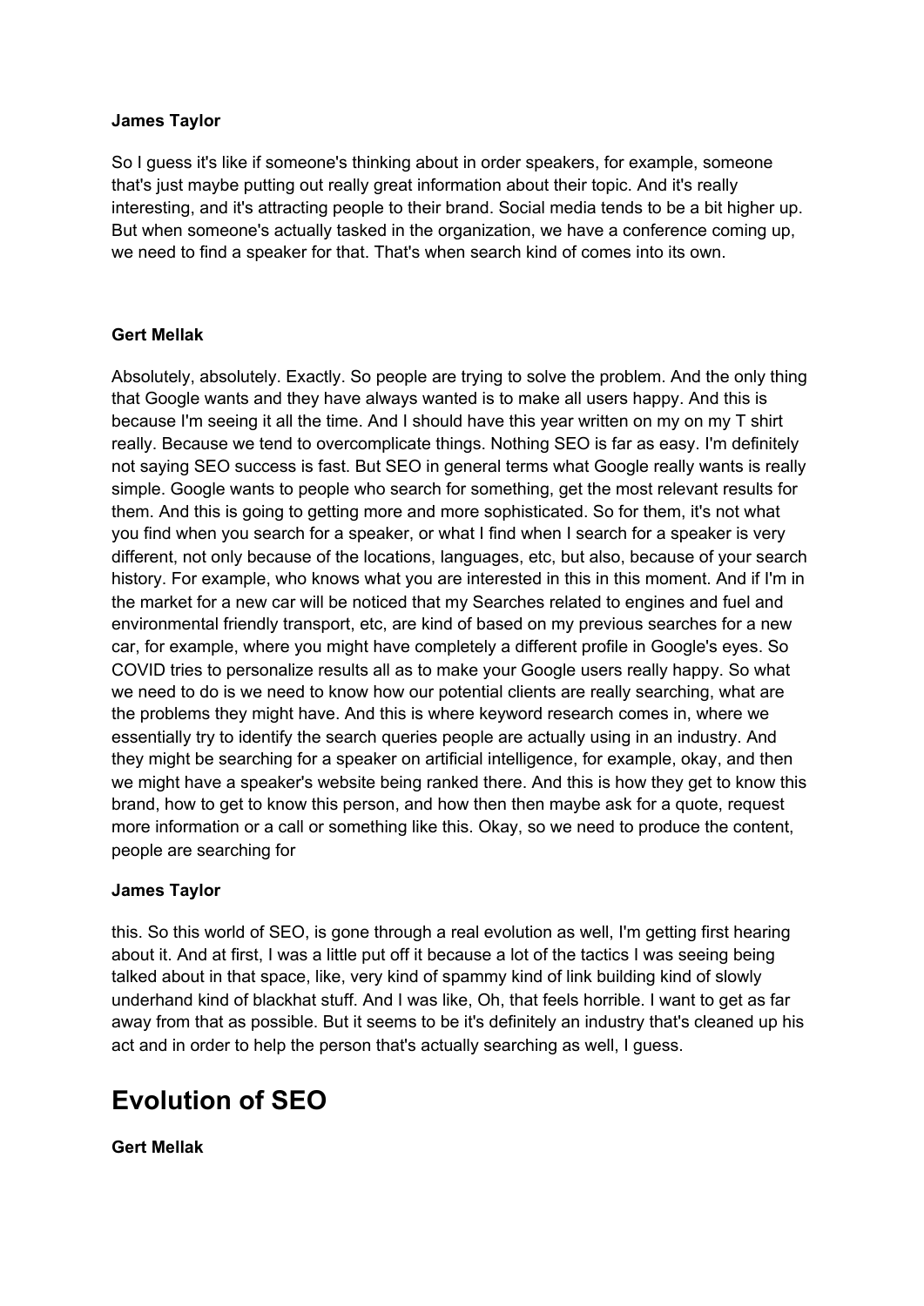**James Taylor**

So I guess it's like if someone's thinking about in order speakers, for example, someone that's just maybe putting out really great information about their topic. And it's really interesting, and it's attracting people to their brand. Social media tends to be a bit higher up. But when someone's actually tasked in the organization, we have a conference coming up, we need to find a speaker for that. That's when search kind of comes into its own.

**Gert Mellak**

Absolutely, absolutely. Exactly. So people are trying to solve the problem. And the only thing that Google wants and they have always wanted is to make all users happy. And this is because I'm seeing it all the time. And I should have this year written on my on my T shirt really. Because we tend to overcomplicate things. Nothing SEO is far as easy. I'm definitely not saying SEO success is fast. But SEO in general terms what Google really wants is really simple. Google wants to people who search for something, get the most relevant results for them. And this is going to getting more and more sophisticated. So for them, it's not what you find when you search for a speaker, or what I find when I search for a speaker is very different, not only because of the locations, languages, etc, but also, because of your search history. For example, who knows what you are interested in this in this moment. And if I'm in the market for a new car will be noticed that my Searches related to engines and fuel and environmental friendly transport, etc, are kind of based on my previous searches for a new car, for example, where you might have completely a different profile in Google's eyes. So COVID tries to personalize results all as to make your Google users really happy. So what we need to do is we need to know how our potential clients are really searching, what are the problems they might have. And this is where keyword research comes in, where we essentially try to identify the search queries people are actually using in an industry. And they might be searching for a speaker on artificial intelligence, for example, okay, and then we might have a speaker's website being ranked there. And this is how they get to know this brand, how to get to know this person, and how then then maybe ask for a quote, request more information or a call or something like this. Okay, so we need to produce the content, people are searching for

**James Taylor**

this. So this world of SEO, is gone through a real evolution as well, I'm getting first hearing about it. And at first, I was a little put off it because a lot of the tactics I was seeing being talked about in that space, like, very kind of spammy kind of link building kind of slowly underhand kind of blackhat stuff. And I was like, Oh, that feels horrible. I want to get as far away from that as possible. But it seems to be it's definitely an industry that's cleaned up his act and in order to help the person that's actually searching as well, I guess.

# Evolution of SEO

**Gert Mellak**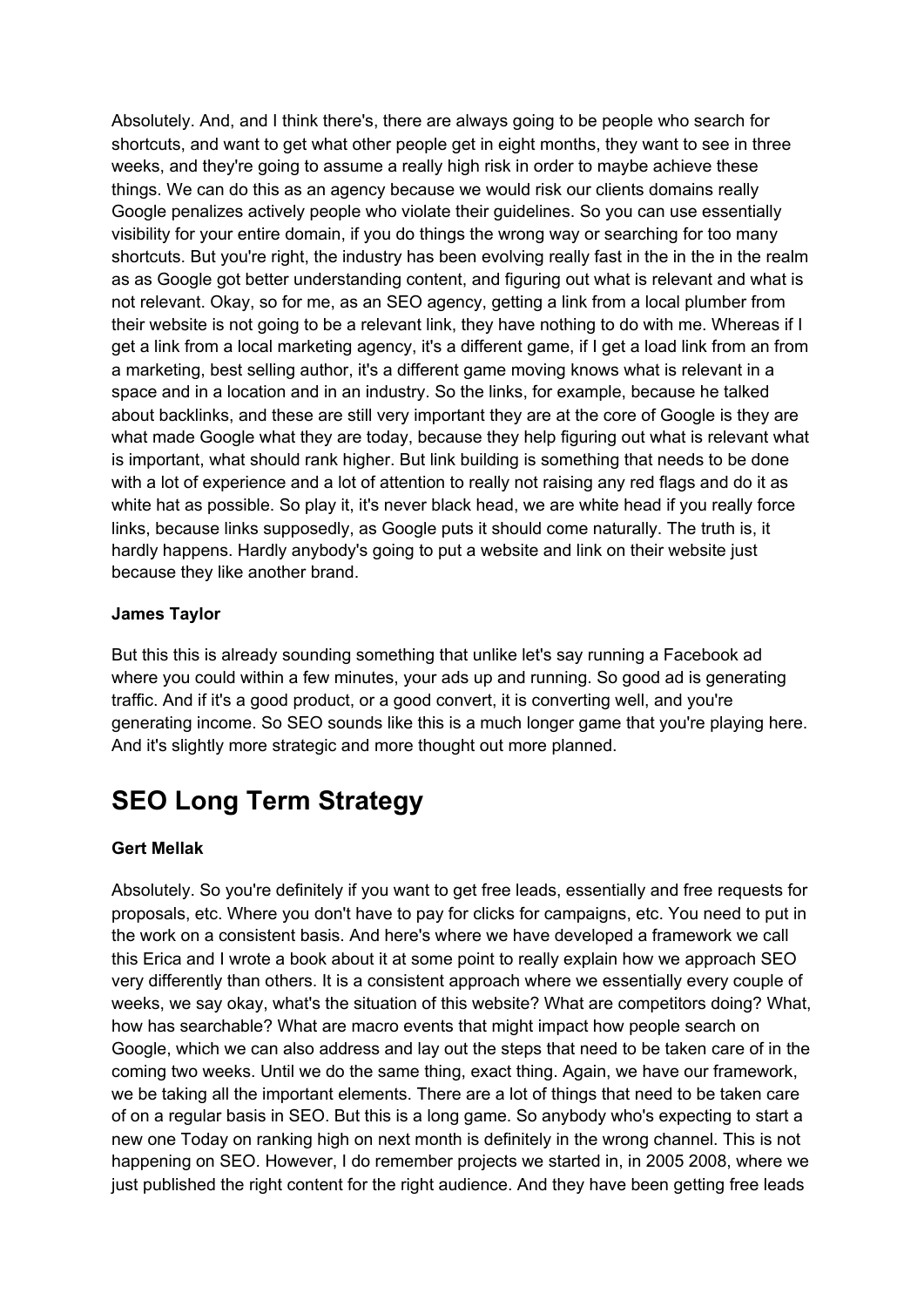Absolutely. And, and I think there's, there are always going to be people who search for shortcuts, and want to get what other people get in eight months, they want to see in three weeks, and they're going to assume a really high risk in order to maybe achieve these things. We can do this as an agency because we would risk our clients domains really Google penalizes actively people who violate their guidelines. So you can use essentially visibility for your entire domain, if you do things the wrong way or searching for too many shortcuts. But you're right, the industry has been evolving really fast in the in the in the realm as as Google got better understanding content, and figuring out what is relevant and what is not relevant. Okay, so for me, as an SEO agency, getting a link from a local plumber from their website is not going to be a relevant link, they have nothing to do with me. Whereas if I get a link from a local marketing agency, it's a different game, if I get a load link from an from a marketing, best selling author, it's a different game moving knows what is relevant in a space and in a location and in an industry. So the links, for example, because he talked about backlinks, and these are still very important they are at the core of Google is they are what made Google what they are today, because they help figuring out what is relevant what is important, what should rank higher. But link building is something that needs to be done with a lot of experience and a lot of attention to really not raising any red flags and do it as white hat as possible. So play it, it's never black head, we are white head if you really force links, because links supposedly, as Google puts it should come naturally. The truth is, it hardly happens. Hardly anybody's going to put a website and link on their website just because they like another brand.

**James Taylor**

But this this is already sounding something that unlike let's say running a Facebook ad where you could within a few minutes, your ads up and running. So good ad is generating traffic. And if it's a good product, or a good convert, it is converting well, and you're generating income. So SEO sounds like this is a much longer game that you're playing here. And it's slightly more strategic and more thought out more planned.

## SEO Long Term Strategy

**Gert Mellak**

Absolutely. So you're definitely if you want to get free leads, essentially and free requests for proposals, etc. Where you don't have to pay for clicks for campaigns, etc. You need to put in the work on a consistent basis. And here's where we have developed a framework we call this Erica and I wrote a book about it at some point to really explain how we approach SEO very differently than others. It is a consistent approach where we essentially every couple of weeks, we say okay, what's the situation of this website? What are competitors doing? What, how has searchable? What are macro events that might impact how people search on Google, which we can also address and lay out the steps that need to be taken care of in the coming two weeks. Until we do the same thing, exact thing. Again, we have our framework, we be taking all the important elements. There are a lot of things that need to be taken care of on a regular basis in SEO. But this is a long game. So anybody who's expecting to start a new one Today on ranking high on next month is definitely in the wrong channel. This is not happening on SEO. However, I do remember projects we started in, in 2005 2008, where we just published the right content for the right audience. And they have been getting free leads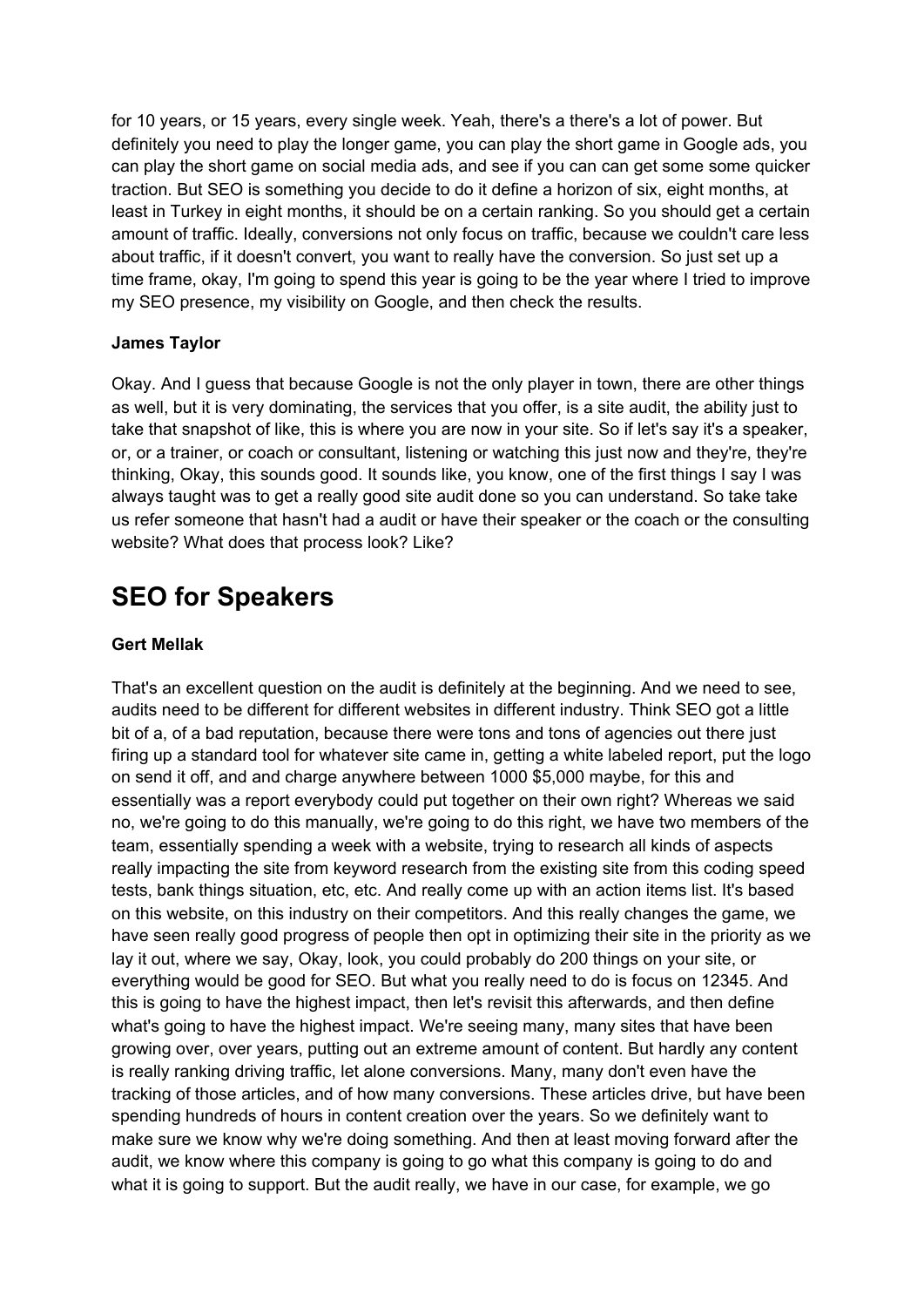for 10 years, or 15 years, every single week. Yeah, there's a there's a lot of power. But definitely you need to play the longer game, you can play the short game in Google ads, you can play the short game on social media ads, and see if you can can get some some quicker traction. But SEO is something you decide to do it define a horizon of six, eight months, at least in Turkey in eight months, it should be on a certain ranking. So you should get a certain amount of traffic. Ideally, conversions not only focus on traffic, because we couldn't care less about traffic, if it doesn't convert, you want to really have the conversion. So just set up a time frame, okay, I'm going to spend this year is going to be the year where I tried to improve my SEO presence, my visibility on Google, and then check the results.

**James Taylor**

Okay. And I guess that because Google is not the only player in town, there are other things as well, but it is very dominating, the services that you offer, is a site audit, the ability just to take that snapshot of like, this is where you are now in your site. So if let's say it's a speaker, or, or a trainer, or coach or consultant, listening or watching this just now and they're, they're thinking, Okay, this sounds good. It sounds like, you know, one of the first things I say I was always taught was to get a really good site audit done so you can understand. So take take us refer someone that hasn't had a audit or have their speaker or the coach or the consulting website? What does that process look? Like?

## SEO for Speakers

**Gert Mellak**

That's an excellent question on the audit is definitely at the beginning. And we need to see, audits need to be different for different websites in different industry. Think SEO got a little bit of a, of a bad reputation, because there were tons and tons of agencies out there just firing up a standard tool for whatever site came in, getting a white labeled report, put the logo on send it off, and and charge anywhere between 1000 $5,000 maybe, for this and essentially was a report everybody could put together on their own right? Whereas we said no, we're going to do this manually, we're going to do this right, we have two members of the team, essentially spending a week with a website, trying to research all kinds of aspects really impacting the site from keyword research from the existing site from this coding speed tests, bank things situation, etc, etc. And really come up with an action items list. It's based on this website, on this industry on their competitors. And this really changes the game, we have seen really good progress of people then opt in optimizing their site in the priority as we lay it out, where we say, Okay, look, you could probably do 200 things on your site, or everything would be good for SEO. But what you really need to do is focus on 12345. And this is going to have the highest impact, then let's revisit this afterwards, and then define what's going to have the highest impact. We're seeing many, many sites that have been growing over, over years, putting out an extreme amount of content. But hardly any content is really ranking driving traffic, let alone conversions. Many, many don't even have the tracking of those articles, and of how many conversions. These articles drive, but have been spending hundreds of hours in content creation over the years. So we definitely want to make sure we know why we're doing something. And then at least moving forward after the audit, we know where this company is going to go what this company is going to do and what it is going to support. But the audit really, we have in our case, for example, we go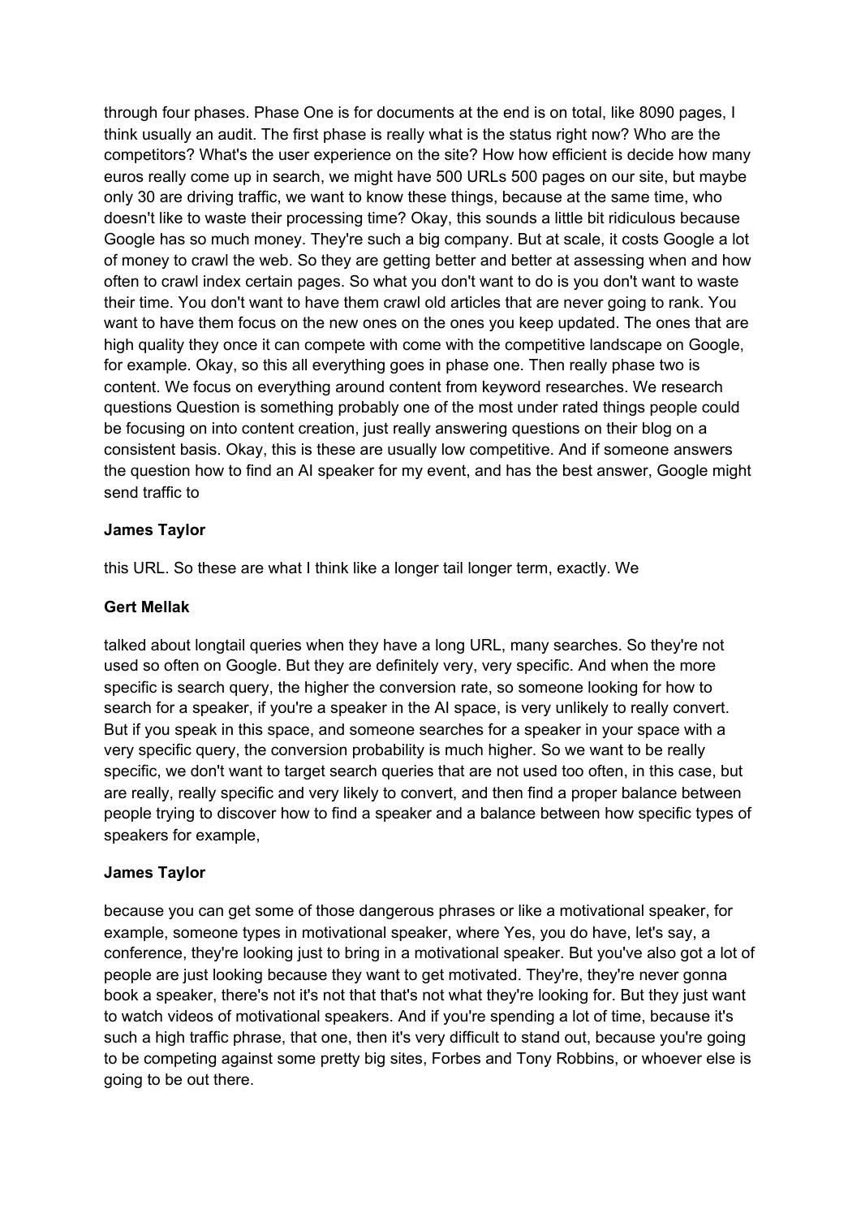through four phases. Phase One is for documents at the end is on total, like 8090 pages, I think usually an audit. The first phase is really what is the status right now? Who are the competitors? What's the user experience on the site? How how efficient is decide how many euros really come up in search, we might have 500 URLs 500 pages on our site, but maybe only 30 are driving traffic, we want to know these things, because at the same time, who doesn't like to waste their processing time? Okay, this sounds a little bit ridiculous because Google has so much money. They're such a big company. But at scale, it costs Google a lot of money to crawl the web. So they are getting better and better at assessing when and how often to crawl index certain pages. So what you don't want to do is you don't want to waste their time. You don't want to have them crawl old articles that are never going to rank. You want to have them focus on the new ones on the ones you keep updated. The ones that are high quality they once it can compete with come with the competitive landscape on Google, for example. Okay, so this all everything goes in phase one. Then really phase two is content. We focus on everything around content from keyword researches. We research questions Question is something probably one of the most under rated things people could be focusing on into content creation, just really answering questions on their blog on a consistent basis. Okay, this is these are usually low competitive. And if someone answers the question how to find an AI speaker for my event, and has the best answer, Google might send traffic to

**James Taylor**

this URL. So these are what I think like a longer tail longer term, exactly. We

**Gert Mellak**

talked about longtail queries when they have a long URL, many searches. So they're not used so often on Google. But they are definitely very, very specific. And when the more specific is search query, the higher the conversion rate, so someone looking for how to search for a speaker, if you're a speaker in the AI space, is very unlikely to really convert. But if you speak in this space, and someone searches for a speaker in your space with a very specific query, the conversion probability is much higher. So we want to be really specific, we don't want to target search queries that are not used too often, in this case, but are really, really specific and very likely to convert, and then find a proper balance between people trying to discover how to find a speaker and a balance between how specific types of speakers for example,

**James Taylor**

because you can get some of those dangerous phrases or like a motivational speaker, for example, someone types in motivational speaker, where Yes, you do have, let's say, a conference, they're looking just to bring in a motivational speaker. But you've also got a lot of people are just looking because they want to get motivated. They're, they're never gonna book a speaker, there's not it's not that that's not what they're looking for. But they just want to watch videos of motivational speakers. And if you're spending a lot of time, because it's such a high traffic phrase, that one, then it's very difficult to stand out, because you're going to be competing against some pretty big sites, Forbes and Tony Robbins, or whoever else is going to be out there.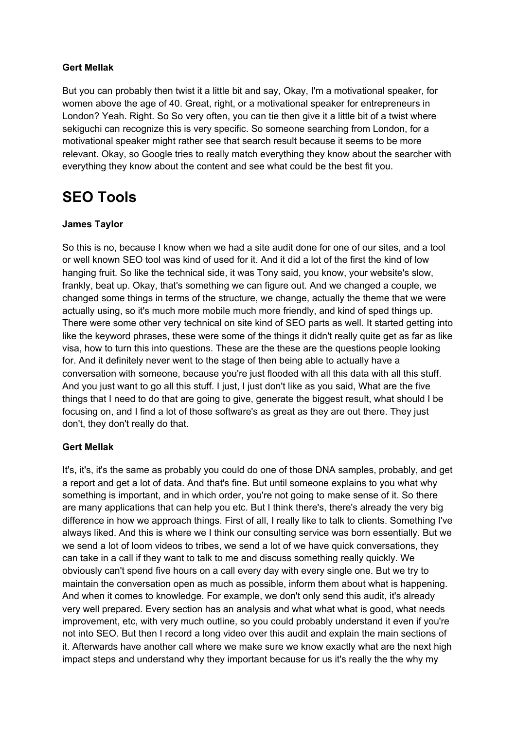**Gert Mellak**

But you can probably then twist it a little bit and say, Okay, I'm a motivational speaker, for women above the age of 40. Great, right, or a motivational speaker for entrepreneurs in London? Yeah. Right. So So very often, you can tie then give it a little bit of a twist where sekiguchi can recognize this is very specific. So someone searching from London, for a motivational speaker might rather see that search result because it seems to be more relevant. Okay, so Google tries to really match everything they know about the searcher with everything they know about the content and see what could be the best fit you.

# SEO Tools

**James Taylor**

So this is no, because I know when we had a site audit done for one of our sites, and a tool or well known SEO tool was kind of used for it. And it did a lot of the first the kind of low hanging fruit. So like the technical side, it was Tony said, you know, your website's slow, frankly, beat up. Okay, that's something we can figure out. And we changed a couple, we changed some things in terms of the structure, we change, actually the theme that we were actually using, so it's much more mobile much more friendly, and kind of sped things up. There were some other very technical on site kind of SEO parts as well. It started getting into like the keyword phrases, these were some of the things it didn't really quite get as far as like visa, how to turn this into questions. These are the these are the questions people looking for. And it definitely never went to the stage of then being able to actually have a conversation with someone, because you're just flooded with all this data with all this stuff. And you just want to go all this stuff. I just, I just don't like as you said, What are the five things that I need to do that are going to give, generate the biggest result, what should I be focusing on, and I find a lot of those software's as great as they are out there. They just don't, they don't really do that.

**Gert Mellak**

It's, it's, it's the same as probably you could do one of those DNA samples, probably, and get a report and get a lot of data. And that's fine. But until someone explains to you what why something is important, and in which order, you're not going to make sense of it. So there are many applications that can help you etc. But I think there's, there's already the very big difference in how we approach things. First of all, I really like to talk to clients. Something I've always liked. And this is where we I think our consulting service was born essentially. But we we send a lot of loom videos to tribes, we send a lot of we have quick conversations, they can take in a call if they want to talk to me and discuss something really quickly. We obviously can't spend five hours on a call every day with every single one. But we try to maintain the conversation open as much as possible, inform them about what is happening. And when it comes to knowledge. For example, we don't only send this audit, it's already very well prepared. Every section has an analysis and what what what is good, what needs improvement, etc, with very much outline, so you could probably understand it even if you're not into SEO. But then I record a long video over this audit and explain the main sections of it. Afterwards have another call where we make sure we know exactly what are the next high impact steps and understand why they important because for us it's really the the why my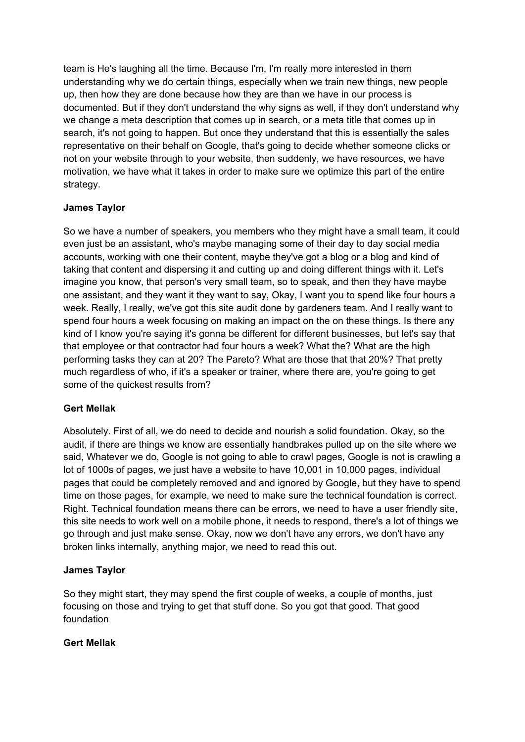team is He's laughing all the time. Because I'm, I'm really more interested in them understanding why we do certain things, especially when we train new things, new people up, then how they are done because how they are than we have in our process is documented. But if they don't understand the why signs as well, if they don't understand why we change a meta description that comes up in search, or a meta title that comes up in search, it's not going to happen. But once they understand that this is essentially the sales representative on their behalf on Google, that's going to decide whether someone clicks or not on your website through to your website, then suddenly, we have resources, we have motivation, we have what it takes in order to make sure we optimize this part of the entire strategy.

**James Taylor**

So we have a number of speakers, you members who they might have a small team, it could even just be an assistant, who's maybe managing some of their day to day social media accounts, working with one their content, maybe they've got a blog or a blog and kind of taking that content and dispersing it and cutting up and doing different things with it. Let's imagine you know, that person's very small team, so to speak, and then they have maybe one assistant, and they want it they want to say, Okay, I want you to spend like four hours a week. Really, I really, we've got this site audit done by gardeners team. And I really want to spend four hours a week focusing on making an impact on the on these things. Is there any kind of I know you're saying it's gonna be different for different businesses, but let's say that that employee or that contractor had four hours a week? What the? What are the high performing tasks they can at 20? The Pareto? What are those that that 20%? That pretty much regardless of who, if it's a speaker or trainer, where there are, you're going to get some of the quickest results from?

**Gert Mellak**

Absolutely. First of all, we do need to decide and nourish a solid foundation. Okay, so the audit, if there are things we know are essentially handbrakes pulled up on the site where we said, Whatever we do, Google is not going to able to crawl pages, Google is not is crawling a lot of 1000s of pages, we just have a website to have 10,001 in 10,000 pages, individual pages that could be completely removed and and ignored by Google, but they have to spend time on those pages, for example, we need to make sure the technical foundation is correct. Right. Technical foundation means there can be errors, we need to have a user friendly site, this site needs to work well on a mobile phone, it needs to respond, there's a lot of things we go through and just make sense. Okay, now we don't have any errors, we don't have any broken links internally, anything major, we need to read this out.

**James Taylor**

So they might start, they may spend the first couple of weeks, a couple of months, just focusing on those and trying to get that stuff done. So you got that good. That good foundation

**Gert Mellak**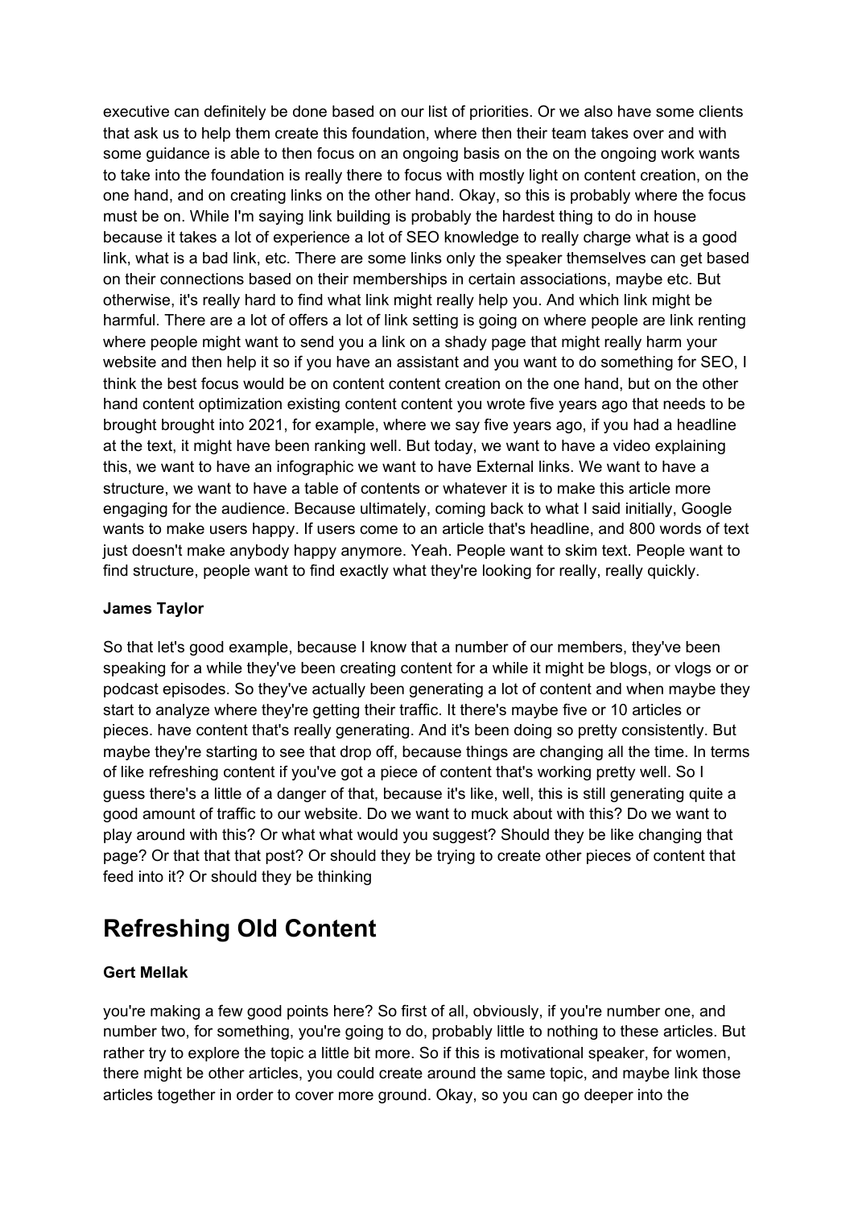executive can definitely be done based on our list of priorities. Or we also have some clients that ask us to help them create this foundation, where then their team takes over and with some guidance is able to then focus on an ongoing basis on the on the ongoing work wants to take into the foundation is really there to focus with mostly light on content creation, on the one hand, and on creating links on the other hand. Okay, so this is probably where the focus must be on. While I'm saying link building is probably the hardest thing to do in house because it takes a lot of experience a lot of SEO knowledge to really charge what is a good link, what is a bad link, etc. There are some links only the speaker themselves can get based on their connections based on their memberships in certain associations, maybe etc. But otherwise, it's really hard to find what link might really help you. And which link might be harmful. There are a lot of offers a lot of link setting is going on where people are link renting where people might want to send you a link on a shady page that might really harm your website and then help it so if you have an assistant and you want to do something for SEO, I think the best focus would be on content content creation on the one hand, but on the other hand content optimization existing content content you wrote five years ago that needs to be brought brought into 2021, for example, where we say five years ago, if you had a headline at the text, it might have been ranking well. But today, we want to have a video explaining this, we want to have an infographic we want to have External links. We want to have a structure, we want to have a table of contents or whatever it is to make this article more engaging for the audience. Because ultimately, coming back to what I said initially, Google wants to make users happy. If users come to an article that's headline, and 800 words of text just doesn't make anybody happy anymore. Yeah. People want to skim text. People want to find structure, people want to find exactly what they're looking for really, really quickly.

**James Taylor**

So that let's good example, because I know that a number of our members, they've been speaking for a while they've been creating content for a while it might be blogs, or vlogs or or podcast episodes. So they've actually been generating a lot of content and when maybe they start to analyze where they're getting their traffic. It there's maybe five or 10 articles or pieces. have content that's really generating. And it's been doing so pretty consistently. But maybe they're starting to see that drop off, because things are changing all the time. In terms of like refreshing content if you've got a piece of content that's working pretty well. So I guess there's a little of a danger of that, because it's like, well, this is still generating quite a good amount of traffic to our website. Do we want to muck about with this? Do we want to play around with this? Or what what would you suggest? Should they be like changing that page? Or that that that post? Or should they be trying to create other pieces of content that feed into it? Or should they be thinking

## Refreshing Old Content

**Gert Mellak**

you're making a few good points here? So first of all, obviously, if you're number one, and number two, for something, you're going to do, probably little to nothing to these articles. But rather try to explore the topic a little bit more. So if this is motivational speaker, for women, there might be other articles, you could create around the same topic, and maybe link those articles together in order to cover more ground. Okay, so you can go deeper into the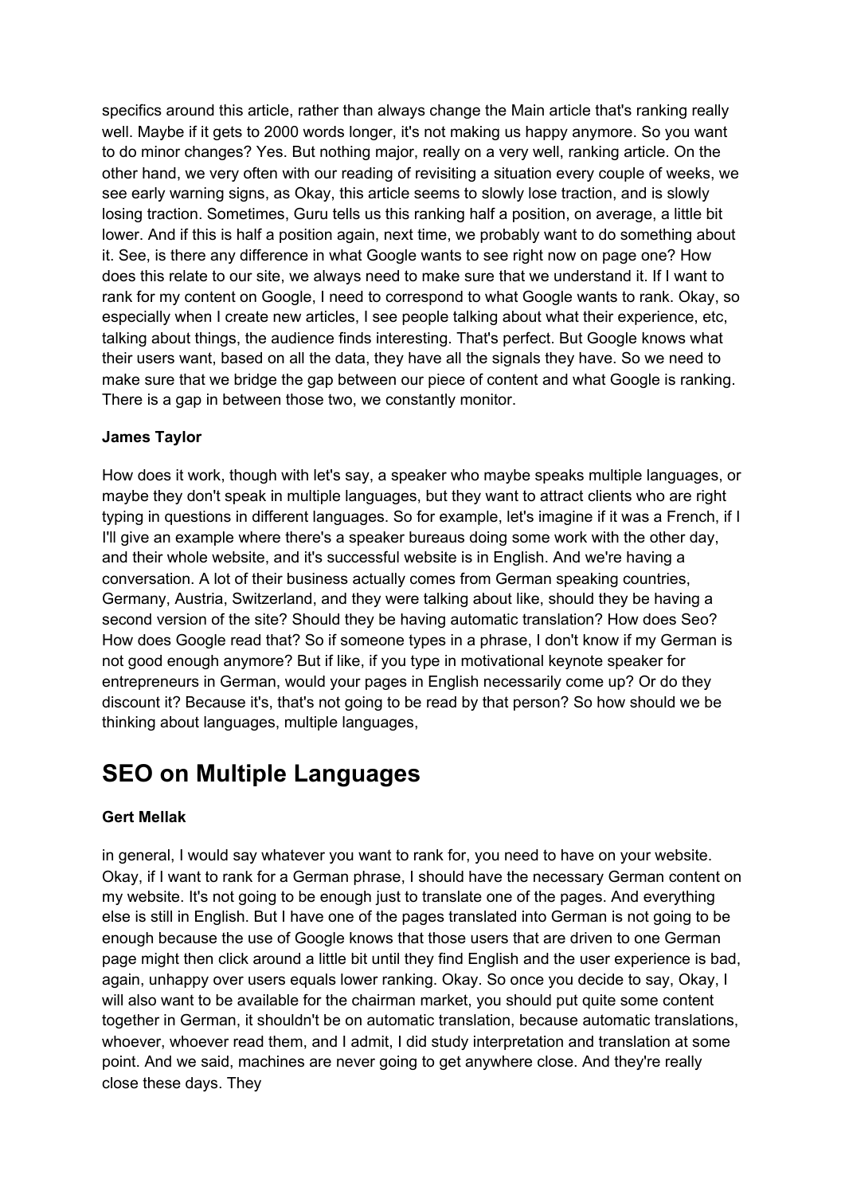specifics around this article, rather than always change the Main article that's ranking really well. Maybe if it gets to 2000 words longer, it's not making us happy anymore. So you want to do minor changes? Yes. But nothing major, really on a very well, ranking article. On the other hand, we very often with our reading of revisiting a situation every couple of weeks, we see early warning signs, as Okay, this article seems to slowly lose traction, and is slowly losing traction. Sometimes, Guru tells us this ranking half a position, on average, a little bit lower. And if this is half a position again, next time, we probably want to do something about it. See, is there any difference in what Google wants to see right now on page one? How does this relate to our site, we always need to make sure that we understand it. If I want to rank for my content on Google, I need to correspond to what Google wants to rank. Okay, so especially when I create new articles, I see people talking about what their experience, etc, talking about things, the audience finds interesting. That's perfect. But Google knows what their users want, based on all the data, they have all the signals they have. So we need to make sure that we bridge the gap between our piece of content and what Google is ranking. There is a gap in between those two, we constantly monitor.

**James Taylor**

How does it work, though with let's say, a speaker who maybe speaks multiple languages, or maybe they don't speak in multiple languages, but they want to attract clients who are right typing in questions in different languages. So for example, let's imagine if it was a French, if I I'll give an example where there's a speaker bureaus doing some work with the other day, and their whole website, and it's successful website is in English. And we're having a conversation. A lot of their business actually comes from German speaking countries, Germany, Austria, Switzerland, and they were talking about like, should they be having a second version of the site? Should they be having automatic translation? How does Seo? How does Google read that? So if someone types in a phrase, I don't know if my German is not good enough anymore? But if like, if you type in motivational keynote speaker for entrepreneurs in German, would your pages in English necessarily come up? Or do they discount it? Because it's, that's not going to be read by that person? So how should we be thinking about languages, multiple languages,

## SEO on Multiple Languages

**Gert Mellak**

in general, I would say whatever you want to rank for, you need to have on your website. Okay, if I want to rank for a German phrase, I should have the necessary German content on my website. It's not going to be enough just to translate one of the pages. And everything else is still in English. But I have one of the pages translated into German is not going to be enough because the use of Google knows that those users that are driven to one German page might then click around a little bit until they find English and the user experience is bad, again, unhappy over users equals lower ranking. Okay. So once you decide to say, Okay, I will also want to be available for the chairman market, you should put quite some content together in German, it shouldn't be on automatic translation, because automatic translations, whoever, whoever read them, and I admit, I did study interpretation and translation at some point. And we said, machines are never going to get anywhere close. And they're really close these days. They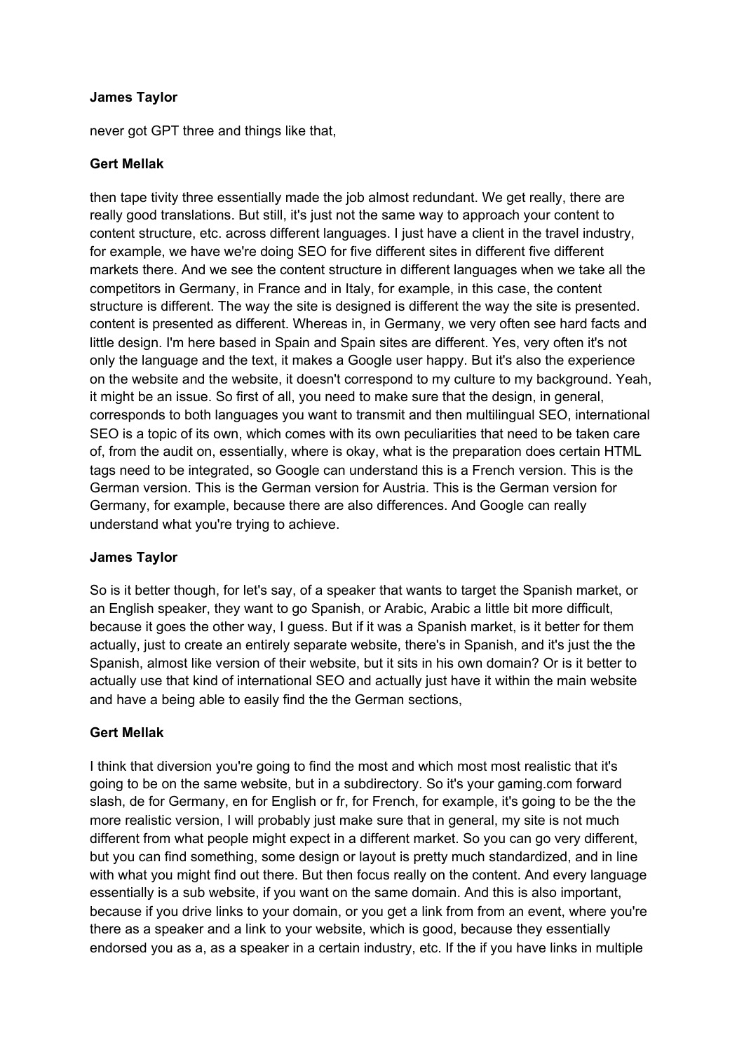**James Taylor**

never got GPT three and things like that,

**Gert Mellak**

then tape tivity three essentially made the job almost redundant. We get really, there are really good translations. But still, it's just not the same way to approach your content to content structure, etc. across different languages. I just have a client in the travel industry, for example, we have we're doing SEO for five different sites in different five different markets there. And we see the content structure in different languages when we take all the competitors in Germany, in France and in Italy, for example, in this case, the content structure is different. The way the site is designed is different the way the site is presented. content is presented as different. Whereas in, in Germany, we very often see hard facts and little design. I'm here based in Spain and Spain sites are different. Yes, very often it's not only the language and the text, it makes a Google user happy. But it's also the experience on the website and the website, it doesn't correspond to my culture to my background. Yeah, it might be an issue. So first of all, you need to make sure that the design, in general, corresponds to both languages you want to transmit and then multilingual SEO, international SEO is a topic of its own, which comes with its own peculiarities that need to be taken care of, from the audit on, essentially, where is okay, what is the preparation does certain HTML tags need to be integrated, so Google can understand this is a French version. This is the German version. This is the German version for Austria. This is the German version for Germany, for example, because there are also differences. And Google can really understand what you're trying to achieve.

**James Taylor**

So is it better though, for let's say, of a speaker that wants to target the Spanish market, or an English speaker, they want to go Spanish, or Arabic, Arabic a little bit more difficult, because it goes the other way, I guess. But if it was a Spanish market, is it better for them actually, just to create an entirely separate website, there's in Spanish, and it's just the the Spanish, almost like version of their website, but it sits in his own domain? Or is it better to actually use that kind of international SEO and actually just have it within the main website and have a being able to easily find the the German sections,

**Gert Mellak**

I think that diversion you're going to find the most and which most most realistic that it's going to be on the same website, but in a subdirectory. So it's your gaming.com forward slash, de for Germany, en for English or fr, for French, for example, it's going to be the the more realistic version, I will probably just make sure that in general, my site is not much different from what people might expect in a different market. So you can go very different, but you can find something, some design or layout is pretty much standardized, and in line with what you might find out there. But then focus really on the content. And every language essentially is a sub website, if you want on the same domain. And this is also important, because if you drive links to your domain, or you get a link from from an event, where you're there as a speaker and a link to your website, which is good, because they essentially endorsed you as a, as a speaker in a certain industry, etc. If the if you have links in multiple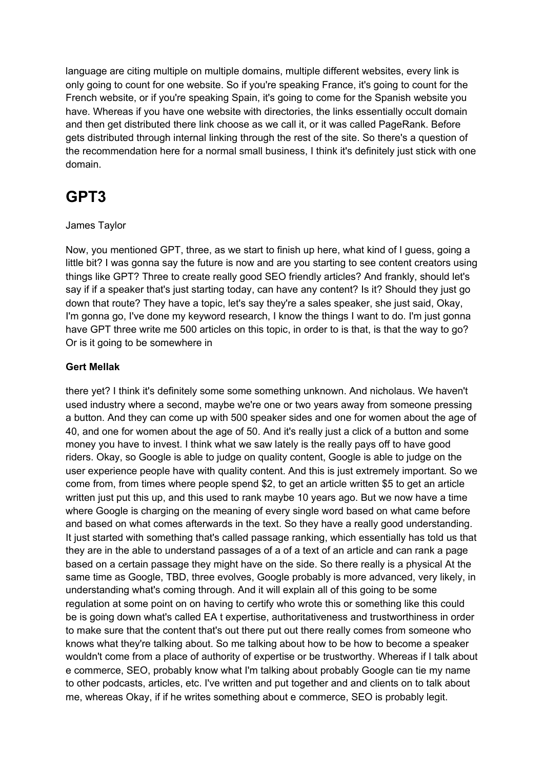language are citing multiple on multiple domains, multiple different websites, every link is only going to count for one website. So if you're speaking France, it's going to count for the French website, or if you're speaking Spain, it's going to come for the Spanish website you have. Whereas if you have one website with directories, the links essentially occult domain and then get distributed there link choose as we call it, or it was called PageRank. Before gets distributed through internal linking through the rest of the site. So there's a question of the recommendation here for a normal small business, I think it's definitely just stick with one domain.

## GPT3

James Taylor

Now, you mentioned GPT, three, as we start to finish up here, what kind of I guess, going a little bit? I was gonna say the future is now and are you starting to see content creators using things like GPT? Three to create really good SEO friendly articles? And frankly, should let's say if if a speaker that's just starting today, can have any content? Is it? Should they just go down that route? They have a topic, let's say they're a sales speaker, she just said, Okay, I'm gonna go, I've done my keyword research, I know the things I want to do. I'm just gonna have GPT three write me 500 articles on this topic, in order to is that, is that the way to go? Or is it going to be somewhere in

**Gert Mellak**

there yet? I think it's definitely some some something unknown. And nicholaus. We haven't used industry where a second, maybe we're one or two years away from someone pressing a button. And they can come up with 500 speaker sides and one for women about the age of 40, and one for women about the age of 50. And it's really just a click of a button and some money you have to invest. I think what we saw lately is the really pays off to have good riders. Okay, so Google is able to judge on quality content, Google is able to judge on the user experience people have with quality content. And this is just extremely important. So we come from, from times where people spend $2, to get an article written $5 to get an article written just put this up, and this used to rank maybe 10 years ago. But we now have a time where Google is charging on the meaning of every single word based on what came before and based on what comes afterwards in the text. So they have a really good understanding. It just started with something that's called passage ranking, which essentially has told us that they are in the able to understand passages of a of a text of an article and can rank a page based on a certain passage they might have on the side. So there really is a physical At the same time as Google, TBD, three evolves, Google probably is more advanced, very likely, in understanding what's coming through. And it will explain all of this going to be some regulation at some point on on having to certify who wrote this or something like this could be is going down what's called EA t expertise, authoritativeness and trustworthiness in order to make sure that the content that's out there put out there really comes from someone who knows what they're talking about. So me talking about how to be how to become a speaker wouldn't come from a place of authority of expertise or be trustworthy. Whereas if I talk about e commerce, SEO, probably know what I'm talking about probably Google can tie my name to other podcasts, articles, etc. I've written and put together and and clients on to talk about me, whereas Okay, if if he writes something about e commerce, SEO is probably legit.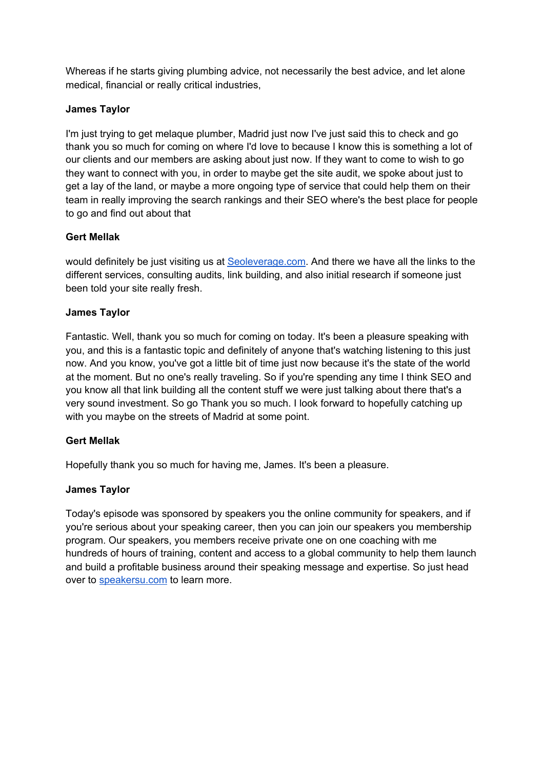Whereas if he starts giving plumbing advice, not necessarily the best advice, and let alone medical, financial or really critical industries,

**James Taylor**

I'm just trying to get melaque plumber, Madrid just now I've just said this to check and go thank you so much for coming on where I'd love to because I know this is something a lot of our clients and our members are asking about just now. If they want to come to wish to go they want to connect with you, in order to maybe get the site audit, we spoke about just to get a lay of the land, or maybe a more ongoing type of service that could help them on their team in really improving the search rankings and their SEO where's the best place for people to go and find out about that

**Gert Mellak**

would definitely be just visiting us at [Seoleverage.com](Seoleverage.com). And there we have all the links to the different services, consulting audits, link building, and also initial research if someone just been told your site really fresh.

**James Taylor**

Fantastic. Well, thank you so much for coming on today. It's been a pleasure speaking with you, and this is a fantastic topic and definitely of anyone that's watching listening to this just now. And you know, you've got a little bit of time just now because it's the state of the world at the moment. But no one's really traveling. So if you're spending any time I think SEO and you know all that link building all the content stuff we were just talking about there that's a very sound investment. So go Thank you so much. I look forward to hopefully catching up with you maybe on the streets of Madrid at some point.

**Gert Mellak**

Hopefully thank you so much for having me, James. It's been a pleasure.

**James Taylor**

Today's episode was sponsored by speakers you the online community for speakers, and if you're serious about your speaking career, then you can join our speakers you membership program. Our speakers, you members receive private one on one coaching with me hundreds of hours of training, content and access to a global community to help them launch and build a profitable business around their speaking message and expertise. So just head over to [speakersu.com](speakersu.com) to learn more.